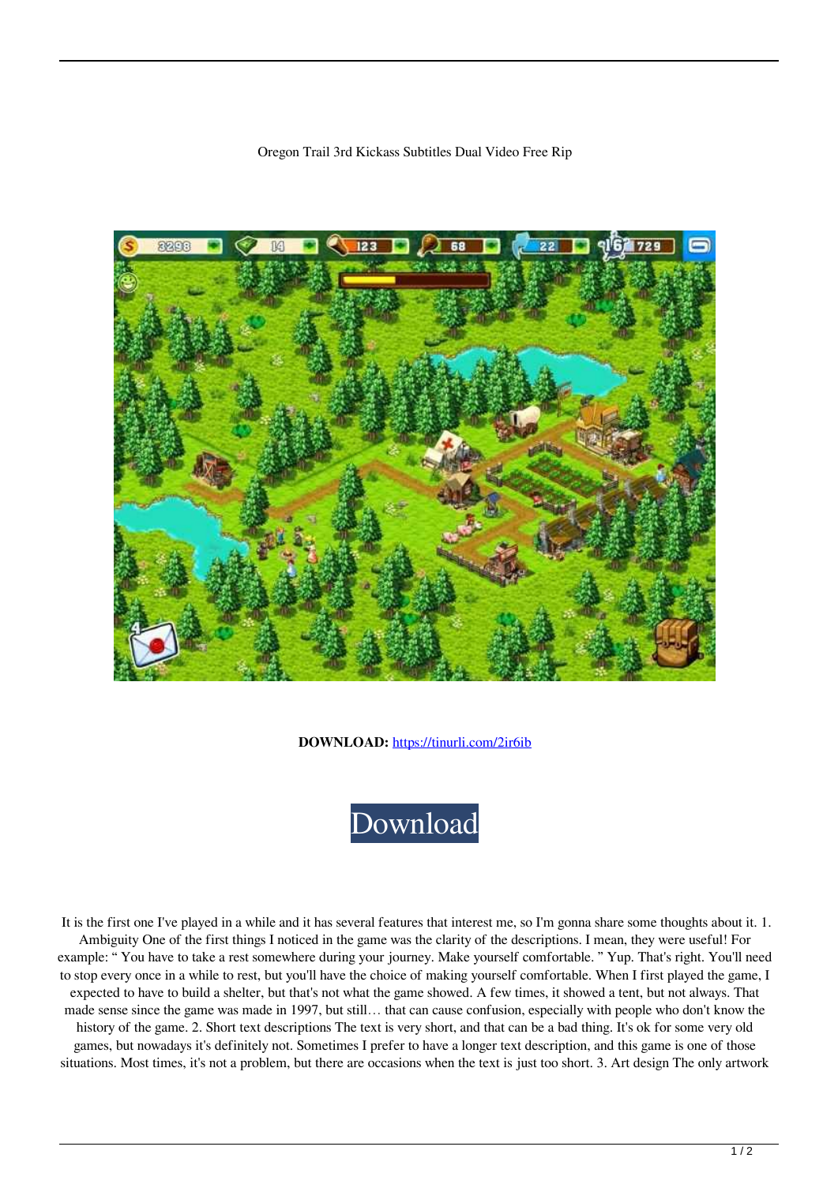Oregon Trail 3rd Kickass Subtitles Dual Video Free Rip

**DOWNLOAD:** https://tinurli.com/2ir6ib

Download

It is the first one I've played in a while and it has several features that interest me, so I'm gonna share some thoughts about it. 1. Ambiguity One of the first things I noticed in the game was the clarity of the descriptions. I mean, they were useful! For example: " You have to take a rest somewhere during your journey. Make yourself comfortable. " Yup. That's right. You'll need to stop every once in a while to rest, but you'll have the choice of making yourself comfortable. When I first played the game, I expected to have to build a shelter, but that's not what the game showed. A few times, it showed a tent, but not always. That made sense since the game was made in 1997, but still… that can cause confusion, especially with people who don't know the history of the game. 2. Short text descriptions The text is very short, and that can be a bad thing. It's ok for some very old games, but nowadays it's definitely not. Sometimes I prefer to have a longer text description, and this game is one of those situations. Most times, it's not a problem, but there are occasions when the text is just too short. 3. Art design The only artwork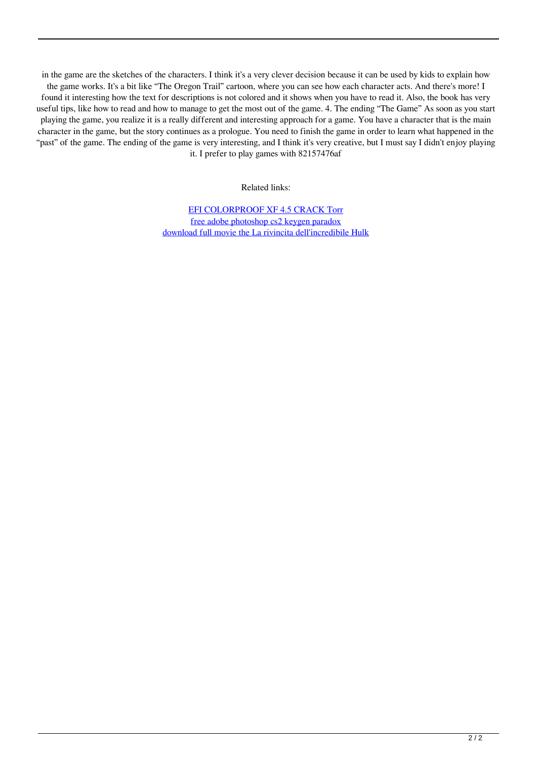in the game are the sketches of the characters. I think it's a very clever decision because it can be used by kids to explain how the game works. It's a bit like "The Oregon Trail" cartoon, where you can see how each character acts. And there's more! I found it interesting how the text for descriptions is not colored and it shows when you have to read it. Also, the book has very useful tips, like how to read and how to manage to get the most out of the game. 4. The ending "The Game" As soon as you start playing the game, you realize it is a really different and interesting approach for a game. You have a character that is the main character in the game, but the story continues as a prologue. You need to finish the game in order to learn what happened in the "past" of the game. The ending of the game is very interesting, and I think it's very creative, but I must say I didn't enjoy playing it. I prefer to play games with 82157476af

Related links:

EFI COLORPROOF XF 4.5 CRACK Torr
free adobe photoshop cs2 keygen paradox
download full movie the La rivincita dell'incredibile Hulk